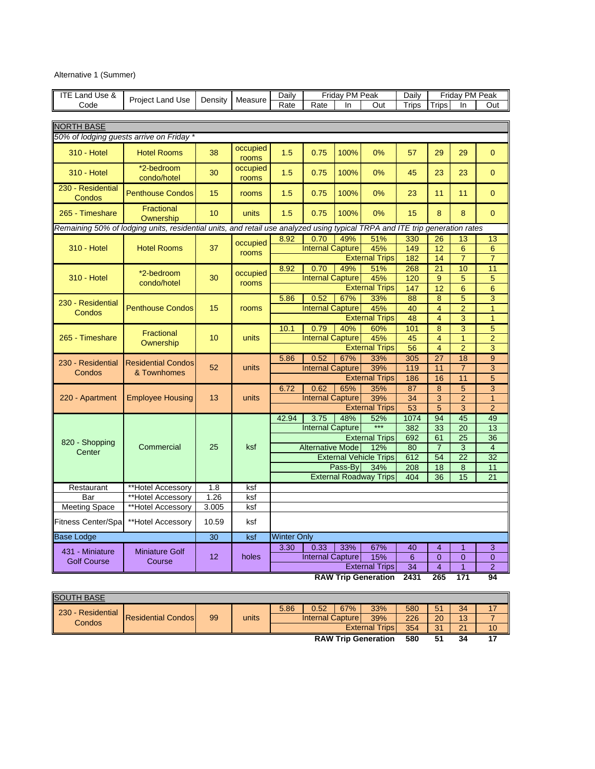Alternative 1 (Summer)

| ITE Land Use & Code | Project Land Use | Density | Measure | Daily Rate | Friday PM Peak Rate | Friday PM Peak In | Friday PM Peak Out | Daily Trips | Friday PM Peak Trips | Friday PM Peak In | Friday PM Peak Out |
|---|---|---|---|---|---|---|---|---|---|---|---|
| **NORTH BASE** | | | | | | | | | | | |
| *50% of lodging guests arrive on Friday ** | | | | | | | | | | | |
| 310 - Hotel | Hotel Rooms | 38 | occupied rooms | 1.5 | 0.75 | 100% | 0% | 57 | 29 | 29 | 0 |
| 310 - Hotel | *2-bedroom condo/hotel | 30 | occupied rooms | 1.5 | 0.75 | 100% | 0% | 45 | 23 | 23 | 0 |
| 230 - Residential Condos | Penthouse Condos | 15 | rooms | 1.5 | 0.75 | 100% | 0% | 23 | 11 | 11 | 0 |
| 265 - Timeshare | Fractional Ownership | 10 | units | 1.5 | 0.75 | 100% | 0% | 15 | 8 | 8 | 0 |
| *Remaining 50% of lodging units, residential units, and retail use analyzed using typical TRPA and ITE trip generation rates* | | | | | | | | | | | |
| 310 - Hotel | Hotel Rooms | 37 | occupied rooms | 8.92 | 0.70 | 49% | 51% | 330 | 26 | 13 | 13 |
| | | | | | Internal Capture | | 45% | 149 | 12 | 6 | 6 |
| | | | | | | | External Trips | 182 | 14 | 7 | 7 |
| 310 - Hotel | *2-bedroom condo/hotel | 30 | occupied rooms | 8.92 | 0.70 | 49% | 51% | 268 | 21 | 10 | 11 |
| | | | | | Internal Capture | | 45% | 120 | 9 | 5 | 5 |
| | | | | | | | External Trips | 147 | 12 | 6 | 6 |
| 230 - Residential Condos | Penthouse Condos | 15 | rooms | 5.86 | 0.52 | 67% | 33% | 88 | 8 | 5 | 3 |
| | | | | | Internal Capture | | 45% | 40 | 4 | 2 | 1 |
| | | | | | | | External Trips | 48 | 4 | 3 | 1 |
| 265 - Timeshare | Fractional Ownership | 10 | units | 10.1 | 0.79 | 40% | 60% | 101 | 8 | 3 | 5 |
| | | | | | Internal Capture | | 45% | 45 | 4 | 1 | 2 |
| | | | | | | | External Trips | 56 | 4 | 2 | 3 |
| 230 - Residential Condos | Residential Condos & Townhomes | 52 | units | 5.86 | 0.52 | 67% | 33% | 305 | 27 | 18 | 9 |
| | | | | | Internal Capture | | 39% | 119 | 11 | 7 | 3 |
| | | | | | | | External Trips | 186 | 16 | 11 | 5 |
| 220 - Apartment | Employee Housing | 13 | units | 6.72 | 0.62 | 65% | 35% | 87 | 8 | 5 | 3 |
| | | | | | Internal Capture | | 39% | 34 | 3 | 2 | 1 |
| | | | | | | | External Trips | 53 | 5 | 3 | 2 |
| 820 - Shopping Center | Commercial | 25 | ksf | 42.94 | 3.75 | 48% | 52% | 1074 | 94 | 45 | 49 |
| | | | | | Internal Capture | | *** | 382 | 33 | 20 | 13 |
| | | | | | | | External Trips | 692 | 61 | 25 | 36 |
| | | | | | Alternative Mode | | 12% | 80 | 7 | 3 | 4 |
| | | | | | | | External Vehicle Trips | 612 | 54 | 22 | 32 |
| | | | | | | Pass-By | 34% | 208 | 18 | 8 | 11 |
| | | | | | | | External Roadway Trips | 404 | 36 | 15 | 21 |
| Restaurant | **Hotel Accessory | 1.8 | ksf | | | | | | | | |
| Bar | **Hotel Accessory | 1.26 | ksf | | | | | | | | |
| Meeting Space | **Hotel Accessory | 3.005 | ksf | | | | | | | | |
| Fitness Center/Spa | **Hotel Accessory | 10.59 | ksf | | | | | | | | |
| Base Lodge | | 30 | ksf | Winter Only | | | | | | | |
| 431 - Miniature Golf Course | Miniature Golf Course | 12 | holes | 3.30 | 0.33 | 33% | 67% | 40 | 4 | 1 | 3 |
| | | | | | Internal Capture | | 15% | 6 | 0 | 0 | 0 |
| | | | | | | | External Trips | 34 | 4 | 1 | 2 |
| | | | | | | | **RAW Trip Generation** | **2431** | **265** | **171** | **94** |

| ITE Land Use & Code | Project Land Use | Density | Measure | Daily Rate | Friday PM Peak Rate | Friday PM Peak In | Friday PM Peak Out | Daily Trips | Friday PM Peak Trips | Friday PM Peak In | Friday PM Peak Out |
|---|---|---|---|---|---|---|---|---|---|---|---|
| **SOUTH BASE** | | | | | | | | | | | |
| 230 - Residential Condos | Residential Condos | 99 | units | 5.86 | 0.52 | 67% | 33% | 580 | 51 | 34 | 17 |
| | | | | | Internal Capture | | 39% | 226 | 20 | 13 | 7 |
| | | | | | | | External Trips | 354 | 31 | 21 | 10 |
| | | | | | | | **RAW Trip Generation** | **580** | **51** | **34** | **17** |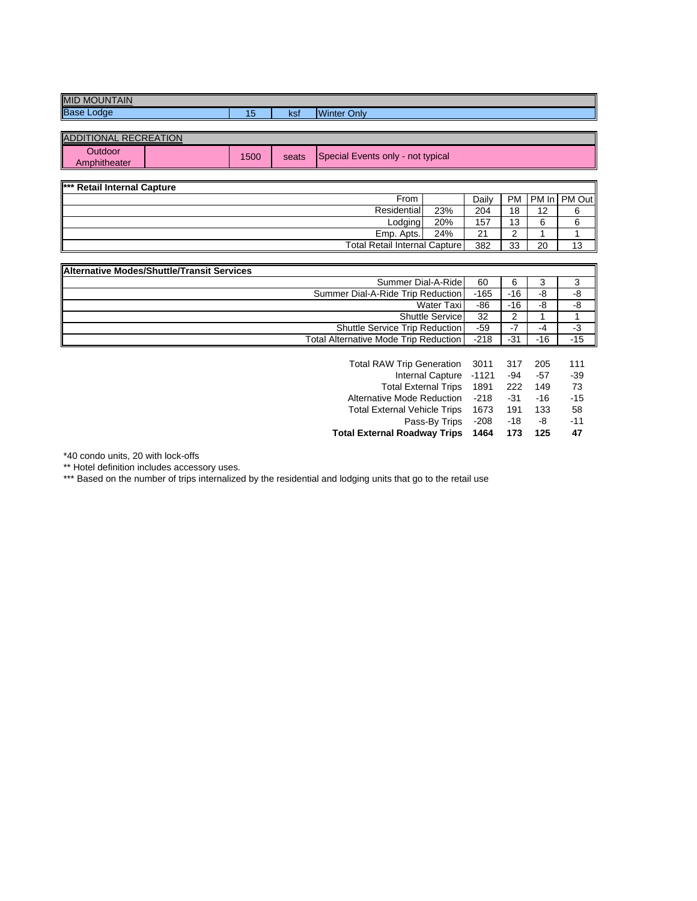| MID MOUNTAIN | | | |
|---|---|---|---|
| Base Lodge | 15 | ksf | Winter Only |

| ADDITIONAL RECREATION | | | | |
|---|---|---|---|---|
| Outdoor Amphitheater | | 1500 | seats | Special Events only - not typical |

| *** Retail Internal Capture | | | | | |
|---|---|---|---|---|---|
| From | | Daily | PM | PM In | PM Out |
| Residential | 23% | 204 | 18 | 12 | 6 |
| Lodging | 20% | 157 | 13 | 6 | 6 |
| Emp. Apts. | 24% | 21 | 2 | 1 | 1 |
| Total Retail Internal Capture | | 382 | 33 | 20 | 13 |

| Alternative Modes/Shuttle/Transit Services | | | | |
|---|---|---|---|---|
| Summer Dial-A-Ride | 60 | 6 | 3 | 3 |
| Summer Dial-A-Ride Trip Reduction | -165 | -16 | -8 | -8 |
| Water Taxi | -86 | -16 | -8 | -8 |
| Shuttle Service | 32 | 2 | 1 | 1 |
| Shuttle Service Trip Reduction | -59 | -7 | -4 | -3 |
| Total Alternative Mode Trip Reduction | -218 | -31 | -16 | -15 |

| | | | | |
|---|---|---|---|---|
| Total RAW Trip Generation | 3011 | 317 | 205 | 111 |
| Internal Capture | -1121 | -94 | -57 | -39 |
| Total External Trips | 1891 | 222 | 149 | 73 |
| Alternative Mode Reduction | -218 | -31 | -16 | -15 |
| Total External Vehicle Trips | 1673 | 191 | 133 | 58 |
| Pass-By Trips | -208 | -18 | -8 | -11 |
| **Total External Roadway Trips** | **1464** | **173** | **125** | **47** |

*40 condo units, 20 with lock-offs

** Hotel definition includes accessory uses.

*** Based on the number of trips internalized by the residential and lodging units that go to the retail use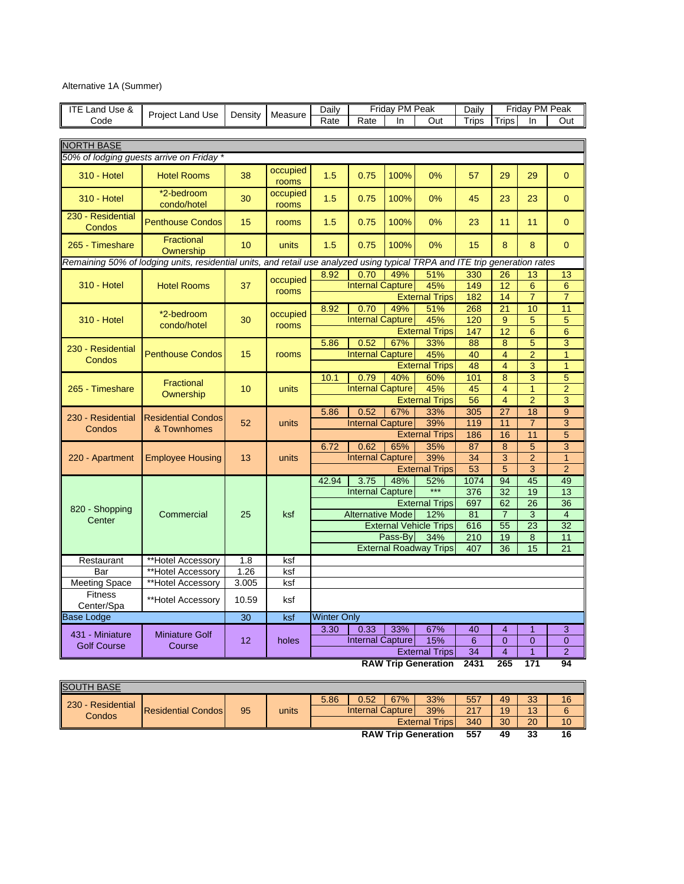Alternative 1A (Summer)

| ITE Land Use & Code | Project Land Use | Density | Measure | Daily Rate | Friday PM Peak Rate | Friday PM Peak In | Friday PM Peak Out | Daily Trips | Friday PM Peak Trips | Friday PM Peak In | Friday PM Peak Out |
|---|---|---|---|---|---|---|---|---|---|---|---|
| **NORTH BASE** | | | | | | | | | | | |
| *50% of lodging guests arrive on Friday ** | | | | | | | | | | | |
| 310 - Hotel | Hotel Rooms | 38 | occupied rooms | 1.5 | 0.75 | 100% | 0% | 57 | 29 | 29 | 0 |
| 310 - Hotel | *2-bedroom condo/hotel | 30 | occupied rooms | 1.5 | 0.75 | 100% | 0% | 45 | 23 | 23 | 0 |
| 230 - Residential Condos | Penthouse Condos | 15 | rooms | 1.5 | 0.75 | 100% | 0% | 23 | 11 | 11 | 0 |
| 265 - Timeshare | Fractional Ownership | 10 | units | 1.5 | 0.75 | 100% | 0% | 15 | 8 | 8 | 0 |
| *Remaining 50% of lodging units, residential units, and retail use analyzed using typical TRPA and ITE trip generation rates* | | | | | | | | | | | |
| 310 - Hotel | Hotel Rooms | 37 | occupied rooms | 8.92 | 0.70 | 49% | 51% | 330 | 26 | 13 | 13 |
| | | | | Internal Capture | | | 45% | 149 | 12 | 6 | 6 |
| | | | | | | External Trips | | 182 | 14 | 7 | 7 |
| 310 - Hotel | *2-bedroom condo/hotel | 30 | occupied rooms | 8.92 | 0.70 | 49% | 51% | 268 | 21 | 10 | 11 |
| | | | | Internal Capture | | | 45% | 120 | 9 | 5 | 5 |
| | | | | | | External Trips | | 147 | 12 | 6 | 6 |
| 230 - Residential Condos | Penthouse Condos | 15 | rooms | 5.86 | 0.52 | 67% | 33% | 88 | 8 | 5 | 3 |
| | | | | Internal Capture | | | 45% | 40 | 4 | 2 | 1 |
| | | | | | | External Trips | | 48 | 4 | 3 | 1 |
| 265 - Timeshare | Fractional Ownership | 10 | units | 10.1 | 0.79 | 40% | 60% | 101 | 8 | 3 | 5 |
| | | | | Internal Capture | | | 45% | 45 | 4 | 1 | 2 |
| | | | | | | External Trips | | 56 | 4 | 2 | 3 |
| 230 - Residential Condos | Residential Condos & Townhomes | 52 | units | 5.86 | 0.52 | 67% | 33% | 305 | 27 | 18 | 9 |
| | | | | Internal Capture | | | 39% | 119 | 11 | 7 | 3 |
| | | | | | | External Trips | | 186 | 16 | 11 | 5 |
| 220 - Apartment | Employee Housing | 13 | units | 6.72 | 0.62 | 65% | 35% | 87 | 8 | 5 | 3 |
| | | | | Internal Capture | | | 39% | 34 | 3 | 2 | 1 |
| | | | | | | External Trips | | 53 | 5 | 3 | 2 |
| 820 - Shopping Center | Commercial | 25 | ksf | 42.94 | 3.75 | 48% | 52% | 1074 | 94 | 45 | 49 |
| | | | | Internal Capture | | | *** | 376 | 32 | 19 | 13 |
| | | | | | | External Trips | | 697 | 62 | 26 | 36 |
| | | | | Alternative Mode | | | 12% | 81 | 7 | 3 | 4 |
| | | | | | | External Vehicle Trips | | 616 | 55 | 23 | 32 |
| | | | | | | Pass-By | 34% | 210 | 19 | 8 | 11 |
| | | | | | | External Roadway Trips | | 407 | 36 | 15 | 21 |
| Restaurant | **Hotel Accessory | 1.8 | ksf | | | | | | | | |
| Bar | **Hotel Accessory | 1.26 | ksf | | | | | | | | |
| Meeting Space | **Hotel Accessory | 3.005 | ksf | | | | | | | | |
| Fitness Center/Spa | **Hotel Accessory | 10.59 | ksf | | | | | | | | |
| Base Lodge | | 30 | ksf | Winter Only | | | | | | | |
| 431 - Miniature Golf Course | Miniature Golf Course | 12 | holes | 3.30 | 0.33 | 33% | 67% | 40 | 4 | 1 | 3 |
| | | | | Internal Capture | | | 15% | 6 | 0 | 0 | 0 |
| | | | | | | External Trips | | 34 | 4 | 1 | 2 |
| | | | | | | **RAW Trip Generation** | | **2431** | **265** | **171** | **94** |

| ITE Land Use & Code | Project Land Use | Density | Measure | Daily Rate | Friday PM Peak Rate | Friday PM Peak In | Friday PM Peak Out | Daily Trips | Friday PM Peak Trips | Friday PM Peak In | Friday PM Peak Out |
|---|---|---|---|---|---|---|---|---|---|---|---|
| **SOUTH BASE** | | | | | | | | | | | |
| 230 - Residential Condos | Residential Condos | 95 | units | 5.86 | 0.52 | 67% | 33% | 557 | 49 | 33 | 16 |
| | | | | Internal Capture | | | 39% | 217 | 19 | 13 | 6 |
| | | | | | | External Trips | | 340 | 30 | 20 | 10 |
| | | | | | | **RAW Trip Generation** | | **557** | **49** | **33** | **16** |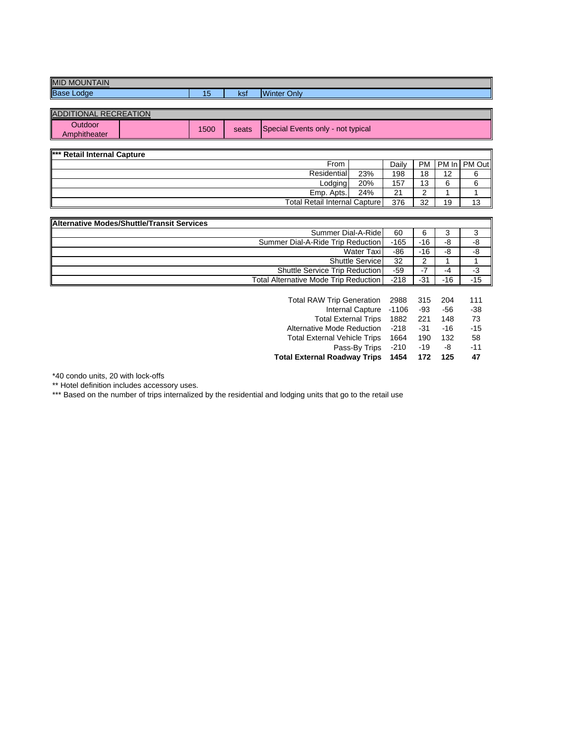| MID MOUNTAIN | | | | |
|---|---|---|---|---|
| Base Lodge | | 15 | ksf | Winter Only |

| ADDITIONAL RECREATION | | | | |
|---|---|---|---|---|
| Outdoor Amphitheater | | 1500 | seats | Special Events only - not typical |

| *** Retail Internal Capture | | | | | |
|---|---|---|---|---|---|
| From | | Daily | PM | PM In | PM Out |
| Residential | 23% | 198 | 18 | 12 | 6 |
| Lodging | 20% | 157 | 13 | 6 | 6 |
| Emp. Apts. | 24% | 21 | 2 | 1 | 1 |
| Total Retail Internal Capture | | 376 | 32 | 19 | 13 |

| Alternative Modes/Shuttle/Transit Services | | | | |
|---|---|---|---|---|
| Summer Dial-A-Ride | 60 | 6 | 3 | 3 |
| Summer Dial-A-Ride Trip Reduction | -165 | -16 | -8 | -8 |
| Water Taxi | -86 | -16 | -8 | -8 |
| Shuttle Service | 32 | 2 | 1 | 1 |
| Shuttle Service Trip Reduction | -59 | -7 | -4 | -3 |
| Total Alternative Mode Trip Reduction | -218 | -31 | -16 | -15 |

| | | | | |
|---|---|---|---|---|
| Total RAW Trip Generation | 2988 | 315 | 204 | 111 |
| Internal Capture | -1106 | -93 | -56 | -38 |
| Total External Trips | 1882 | 221 | 148 | 73 |
| Alternative Mode Reduction | -218 | -31 | -16 | -15 |
| Total External Vehicle Trips | 1664 | 190 | 132 | 58 |
| Pass-By Trips | -210 | -19 | -8 | -11 |
| **Total External Roadway Trips** | **1454** | **172** | **125** | **47** |

*40 condo units, 20 with lock-offs

** Hotel definition includes accessory uses.

*** Based on the number of trips internalized by the residential and lodging units that go to the retail use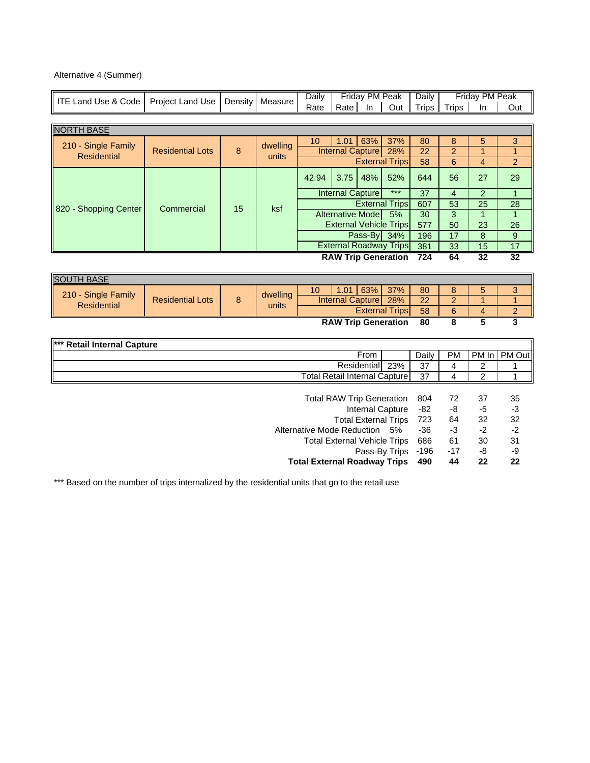Alternative 4 (Summer)

| ITE Land Use & Code | Project Land Use | Density | Measure | Daily Rate | Friday PM Peak Rate | Friday PM Peak In | Friday PM Peak Out | Daily Trips | Friday PM Peak Trips | Friday PM Peak In | Friday PM Peak Out |
|---|---|---|---|---|---|---|---|---|---|---|---|
| **NORTH BASE** | | | | | | | | | | | |
| 210 - Single Family Residential | Residential Lots | 8 | dwelling units | 10 | 1.01 | 63% | 37% | 80 | 8 | 5 | 3 |
| | | | | Internal Capture | | | 28% | 22 | 2 | 1 | 1 |
| | | | | External Trips | | | | 58 | 6 | 4 | 2 |
| 820 - Shopping Center | Commercial | 15 | ksf | 42.94 | 3.75 | 48% | 52% | 644 | 56 | 27 | 29 |
| | | | | Internal Capture | | | *** | 37 | 4 | 2 | 1 |
| | | | | External Trips | | | | 607 | 53 | 25 | 28 |
| | | | | Alternative Mode | | | 5% | 30 | 3 | 1 | 1 |
| | | | | External Vehicle Trips | | | | 577 | 50 | 23 | 26 |
| | | | | Pass-By | | | 34% | 196 | 17 | 8 | 9 |
| | | | | External Roadway Trips | | | | 381 | 33 | 15 | 17 |
| | | | | **RAW Trip Generation** | | | | **724** | **64** | **32** | **32** |
| **SOUTH BASE** | | | | | | | | | | | |
| 210 - Single Family Residential | Residential Lots | 8 | dwelling units | 10 | 1.01 | 63% | 37% | 80 | 8 | 5 | 3 |
| | | | | Internal Capture | | | 28% | 22 | 2 | 1 | 1 |
| | | | | External Trips | | | | 58 | 6 | 4 | 2 |
| | | | | **RAW Trip Generation** | | | | **80** | **8** | **5** | **3** |

| *** Retail Internal Capture | | Daily | PM | PM In | PM Out |
|---|---|---|---|---|---|
| From | | Daily | PM | PM In | PM Out |
| Residential | 23% | 37 | 4 | 2 | 1 |
| Total Retail Internal Capture | | 37 | 4 | 2 | 1 |

| | | Daily | PM | PM In | PM Out |
|---|---|---|---|---|---|
| Total RAW Trip Generation | | 804 | 72 | 37 | 35 |
| Internal Capture | | -82 | -8 | -5 | -3 |
| Total External Trips | | 723 | 64 | 32 | 32 |
| Alternative Mode Reduction | 5% | -36 | -3 | -2 | -2 |
| Total External Vehicle Trips | | 686 | 61 | 30 | 31 |
| Pass-By Trips | | -196 | -17 | -8 | -9 |
| **Total External Roadway Trips** | | **490** | **44** | **22** | **22** |

*** Based on the number of trips internalized by the residential units that go to the retail use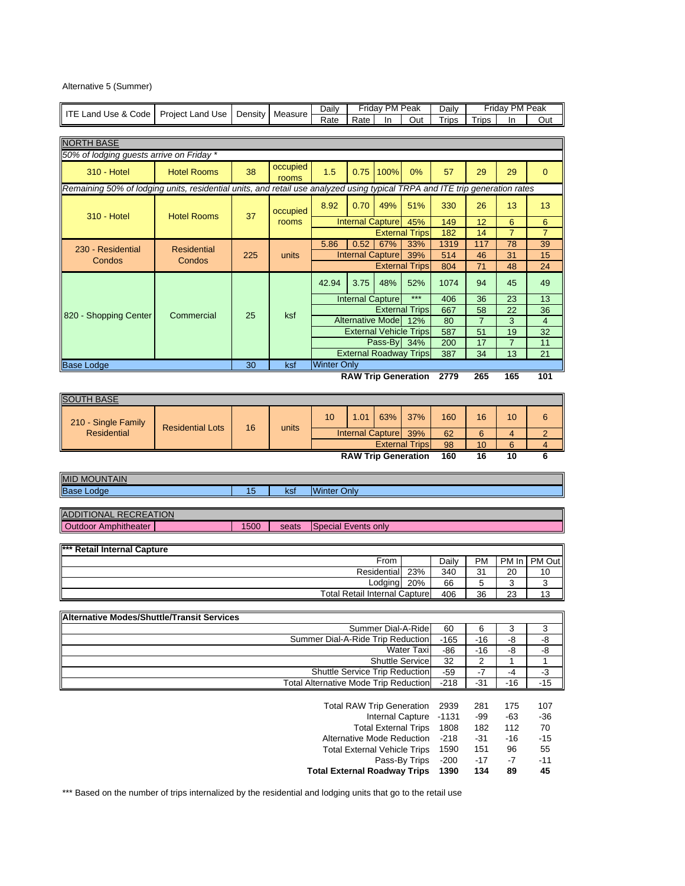Alternative 5 (Summer)

| ITE Land Use & Code | Project Land Use | Density | Measure | Daily Rate | Friday PM Peak Rate | Friday PM Peak In | Friday PM Peak Out | Daily Trips | Friday PM Peak Trips | Friday PM Peak In | Friday PM Peak Out |
|---|---|---|---|---|---|---|---|---|---|---|---|
| **NORTH BASE** | | | | | | | | | | | |
| *50% of lodging guests arrive on Friday ** | | | | | | | | | | | |
| 310 - Hotel | Hotel Rooms | 38 | occupied rooms | 1.5 | 0.75 | 100% | 0% | 57 | 29 | 29 | 0 |
| *Remaining 50% of lodging units, residential units, and retail use analyzed using typical TRPA and ITE trip generation rates* | | | | | | | | | | | |
| 310 - Hotel | Hotel Rooms | 37 | occupied rooms | 8.92 | 0.70 | 49% | 51% | 330 | 26 | 13 | 13 |
| | | | | Internal Capture | | | 45% | 149 | 12 | 6 | 6 |
| | | | | External Trips | | | | 182 | 14 | 7 | 7 |
| 230 - Residential Condos | Residential Condos | 225 | units | 5.86 | 0.52 | 67% | 33% | 1319 | 117 | 78 | 39 |
| | | | | Internal Capture | | | 39% | 514 | 46 | 31 | 15 |
| | | | | External Trips | | | | 804 | 71 | 48 | 24 |
| 820 - Shopping Center | Commercial | 25 | ksf | 42.94 | 3.75 | 48% | 52% | 1074 | 94 | 45 | 49 |
| | | | | Internal Capture | | | *** | 406 | 36 | 23 | 13 |
| | | | | External Trips | | | | 667 | 58 | 22 | 36 |
| | | | | Alternative Mode | | | 12% | 80 | 7 | 3 | 4 |
| | | | | External Vehicle Trips | | | | 587 | 51 | 19 | 32 |
| | | | | Pass-By | | | 34% | 200 | 17 | 7 | 11 |
| | | | | External Roadway Trips | | | | 387 | 34 | 13 | 21 |
| Base Lodge | | 30 | ksf | Winter Only | | | | | | | |
| | | | | **RAW Trip Generation** | | | | **2779** | **265** | **165** | **101** |
| **SOUTH BASE** | | | | | | | | | | | |
| 210 - Single Family Residential | Residential Lots | 16 | units | 10 | 1.01 | 63% | 37% | 160 | 16 | 10 | 6 |
| | | | | Internal Capture | | | 39% | 62 | 6 | 4 | 2 |
| | | | | External Trips | | | | 98 | 10 | 6 | 4 |
| | | | | **RAW Trip Generation** | | | | **160** | **16** | **10** | **6** |
| **MID MOUNTAIN** | | | | | | | | | | | |
| Base Lodge | | 15 | ksf | Winter Only | | | | | | | |
| **ADDITIONAL RECREATION** | | | | | | | | | | | |
| Outdoor Amphitheater | | 1500 | seats | Special Events only | | | | | | | |

| *** Retail Internal Capture | | Daily | PM | PM In | PM Out |
|---|---|---|---|---|---|
| From | | | | | |
| Residential | 23% | 340 | 31 | 20 | 10 |
| Lodging | 20% | 66 | 5 | 3 | 3 |
| Total Retail Internal Capture | | 406 | 36 | 23 | 13 |

| Alternative Modes/Shuttle/Transit Services | Daily | PM | PM In | PM Out |
|---|---|---|---|---|
| Summer Dial-A-Ride | 60 | 6 | 3 | 3 |
| Summer Dial-A-Ride Trip Reduction | -165 | -16 | -8 | -8 |
| Water Taxi | -86 | -16 | -8 | -8 |
| Shuttle Service | 32 | 2 | 1 | 1 |
| Shuttle Service Trip Reduction | -59 | -7 | -4 | -3 |
| Total Alternative Mode Trip Reduction | -218 | -31 | -16 | -15 |

| | Daily | PM | PM In | PM Out |
|---|---|---|---|---|
| Total RAW Trip Generation | 2939 | 281 | 175 | 107 |
| Internal Capture | -1131 | -99 | -63 | -36 |
| Total External Trips | 1808 | 182 | 112 | 70 |
| Alternative Mode Reduction | -218 | -31 | -16 | -15 |
| Total External Vehicle Trips | 1590 | 151 | 96 | 55 |
| Pass-By Trips | -200 | -17 | -7 | -11 |
| **Total External Roadway Trips** | **1390** | **134** | **89** | **45** |

*** Based on the number of trips internalized by the residential and lodging units that go to the retail use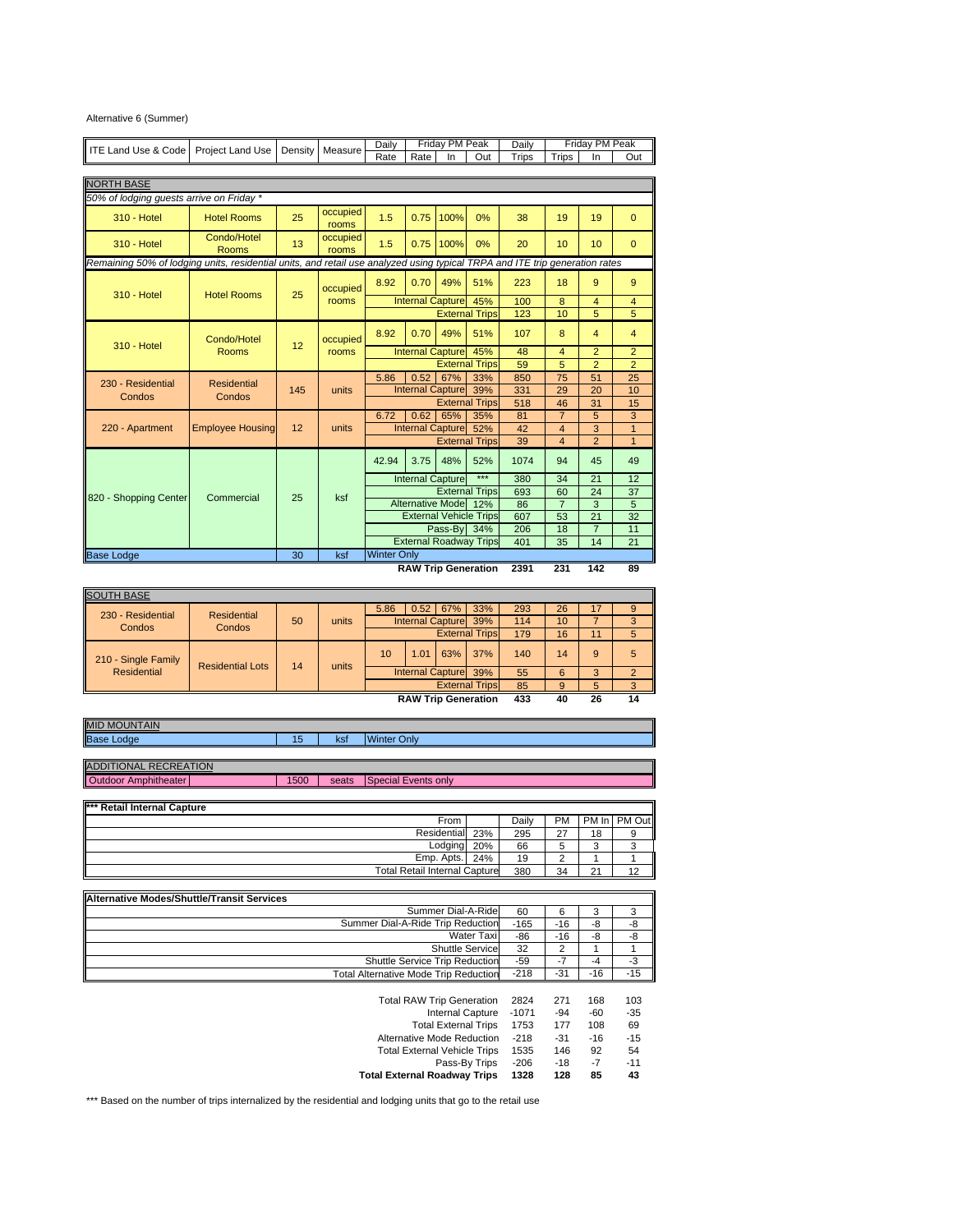Alternative 6 (Summer)

| ITE Land Use & Code | Project Land Use | Density | Measure | Daily Rate | Friday PM Peak Rate | Friday PM Peak In | Friday PM Peak Out | Daily Trips | Friday PM Peak Trips | Friday PM Peak In | Friday PM Peak Out |
|---|---|---|---|---|---|---|---|---|---|---|---|
| **NORTH BASE** | | | | | | | | | | | |
| *50% of lodging guests arrive on Friday ** | | | | | | | | | | | |
| 310 - Hotel | Hotel Rooms | 25 | occupied rooms | 1.5 | 0.75 | 100% | 0% | 38 | 19 | 19 | 0 |
| 310 - Hotel | Condo/Hotel Rooms | 13 | occupied rooms | 1.5 | 0.75 | 100% | 0% | 20 | 10 | 10 | 0 |
| *Remaining 50% of lodging units, residential units, and retail use analyzed using typical TRPA and ITE trip generation rates* | | | | | | | | | | | |
| 310 - Hotel | Hotel Rooms | 25 | occupied rooms | 8.92 | 0.70 | 49% | 51% | 223 | 18 | 9 | 9 |
| | | | | | Internal Capture | | 45% | 100 | 8 | 4 | 4 |
| | | | | | | External Trips | | 123 | 10 | 5 | 5 |
| 310 - Hotel | Condo/Hotel Rooms | 12 | occupied rooms | 8.92 | 0.70 | 49% | 51% | 107 | 8 | 4 | 4 |
| | | | | | Internal Capture | | 45% | 48 | 4 | 2 | 2 |
| | | | | | | External Trips | | 59 | 5 | 2 | 2 |
| 230 - Residential Condos | Residential Condos | 145 | units | 5.86 | 0.52 | 67% | 33% | 850 | 75 | 51 | 25 |
| | | | | | Internal Capture | | 39% | 331 | 29 | 20 | 10 |
| | | | | | | External Trips | | 518 | 46 | 31 | 15 |
| 220 - Apartment | Employee Housing | 12 | units | 6.72 | 0.62 | 65% | 35% | 81 | 7 | 5 | 3 |
| | | | | | Internal Capture | | 52% | 42 | 4 | 3 | 1 |
| | | | | | | External Trips | | 39 | 4 | 2 | 1 |
| 820 - Shopping Center | Commercial | 25 | ksf | 42.94 | 3.75 | 48% | 52% | 1074 | 94 | 45 | 49 |
| | | | | | Internal Capture | | *** | 380 | 34 | 21 | 12 |
| | | | | | | External Trips | | 693 | 60 | 24 | 37 |
| | | | | | Alternative Mode | | 12% | 86 | 7 | 3 | 5 |
| | | | | | External Vehicle Trips | | | 607 | 53 | 21 | 32 |
| | | | | | | Pass-By | 34% | 206 | 18 | 7 | 11 |
| | | | | | External Roadway Trips | | | 401 | 35 | 14 | 21 |
| Base Lodge | | 30 | ksf | Winter Only | | | | | | | |
| | | | | | **RAW Trip Generation** | | | **2391** | **231** | **142** | **89** |
| **SOUTH BASE** | | | | | | | | | | | |
| 230 - Residential Condos | Residential Condos | 50 | units | 5.86 | 0.52 | 67% | 33% | 293 | 26 | 17 | 9 |
| | | | | | Internal Capture | | 39% | 114 | 10 | 7 | 3 |
| | | | | | | External Trips | | 179 | 16 | 11 | 5 |
| 210 - Single Family Residential | Residential Lots | 14 | units | 10 | 1.01 | 63% | 37% | 140 | 14 | 9 | 5 |
| | | | | | Internal Capture | | 39% | 55 | 6 | 3 | 2 |
| | | | | | | External Trips | | 85 | 9 | 5 | 3 |
| | | | | | **RAW Trip Generation** | | | **433** | **40** | **26** | **14** |
| **MID MOUNTAIN** | | | | | | | | | | | |
| Base Lodge | | 15 | ksf | Winter Only | | | | | | | |
| **ADDITIONAL RECREATION** | | | | | | | | | | | |
| Outdoor Amphitheater | | 1500 | seats | Special Events only | | | | | | | |

| *** Retail Internal Capture | | Daily | PM | PM In | PM Out |
|---|---|---|---|---|---|
| From Residential | 23% | 295 | 27 | 18 | 9 |
| Lodging | 20% | 66 | 5 | 3 | 3 |
| Emp. Apts. | 24% | 19 | 2 | 1 | 1 |
| Total Retail Internal Capture | | 380 | 34 | 21 | 12 |

| Alternative Modes/Shuttle/Transit Services | Daily | PM | PM In | PM Out |
|---|---|---|---|---|
| Summer Dial-A-Ride | 60 | 6 | 3 | 3 |
| Summer Dial-A-Ride Trip Reduction | -165 | -16 | -8 | -8 |
| Water Taxi | -86 | -16 | -8 | -8 |
| Shuttle Service | 32 | 2 | 1 | 1 |
| Shuttle Service Trip Reduction | -59 | -7 | -4 | -3 |
| Total Alternative Mode Trip Reduction | -218 | -31 | -16 | -15 |

| | Daily | PM | PM In | PM Out |
|---|---|---|---|---|
| Total RAW Trip Generation | 2824 | 271 | 168 | 103 |
| Internal Capture | -1071 | -94 | -60 | -35 |
| Total External Trips | 1753 | 177 | 108 | 69 |
| Alternative Mode Reduction | -218 | -31 | -16 | -15 |
| Total External Vehicle Trips | 1535 | 146 | 92 | 54 |
| Pass-By Trips | -206 | -18 | -7 | -11 |
| **Total External Roadway Trips** | **1328** | **128** | **85** | **43** |

*** Based on the number of trips internalized by the residential and lodging units that go to the retail use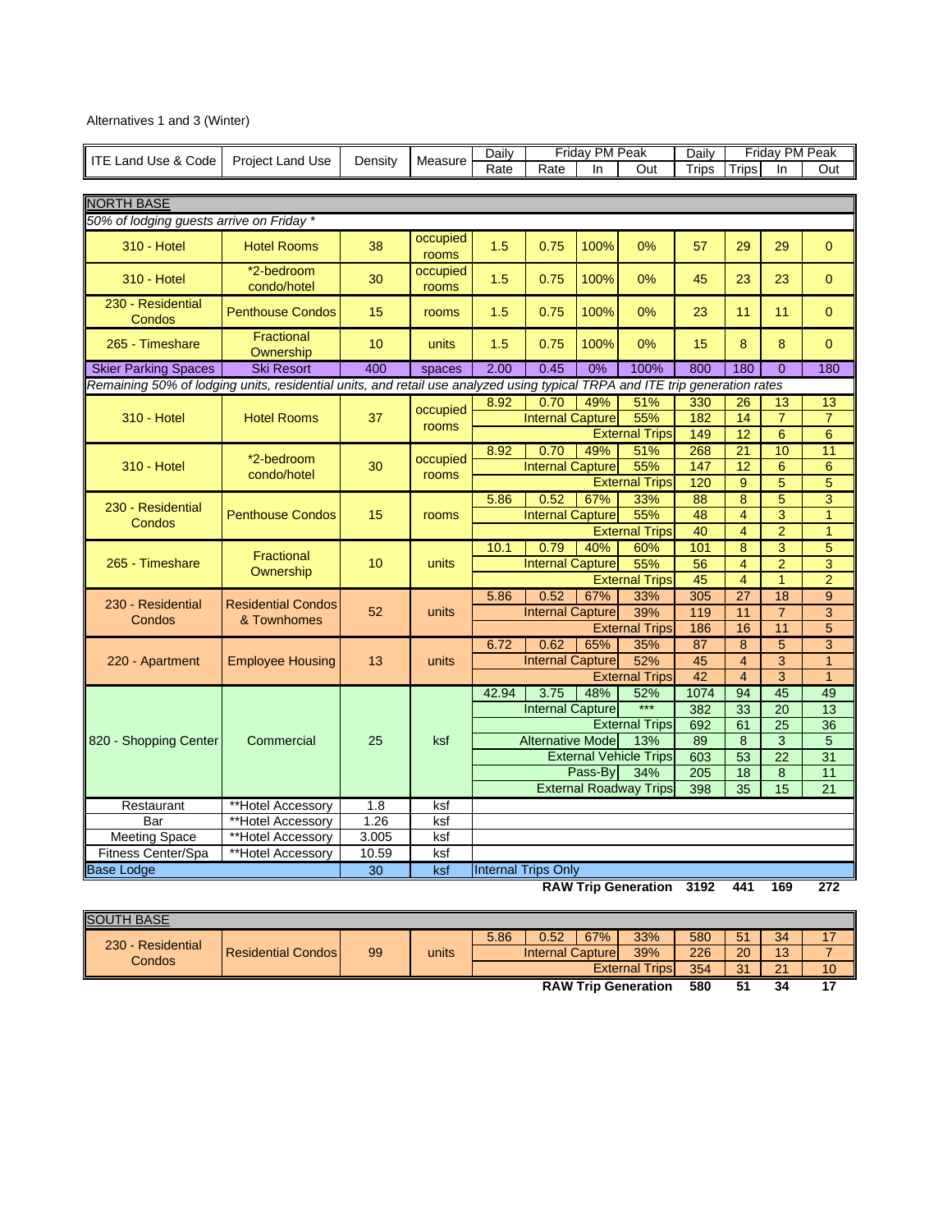Alternatives 1 and 3 (Winter)

| ITE Land Use & Code | Project Land Use | Density | Measure | Daily Rate | Friday PM Peak Rate | Friday PM Peak In | Friday PM Peak Out | Daily Trips | Friday PM Peak Trips | Friday PM Peak In | Friday PM Peak Out |
|---|---|---|---|---|---|---|---|---|---|---|---|
| **NORTH BASE** | | | | | | | | | | | |
| *50% of lodging guests arrive on Friday ** | | | | | | | | | | | |
| 310 - Hotel | Hotel Rooms | 38 | occupied rooms | 1.5 | 0.75 | 100% | 0% | 57 | 29 | 29 | 0 |
| 310 - Hotel | *2-bedroom condo/hotel | 30 | occupied rooms | 1.5 | 0.75 | 100% | 0% | 45 | 23 | 23 | 0 |
| 230 - Residential Condos | Penthouse Condos | 15 | rooms | 1.5 | 0.75 | 100% | 0% | 23 | 11 | 11 | 0 |
| 265 - Timeshare | Fractional Ownership | 10 | units | 1.5 | 0.75 | 100% | 0% | 15 | 8 | 8 | 0 |
| Skier Parking Spaces | Ski Resort | 400 | spaces | 2.00 | 0.45 | 0% | 100% | 800 | 180 | 0 | 180 |
| *Remaining 50% of lodging units, residential units, and retail use analyzed using typical TRPA and ITE trip generation rates* | | | | | | | | | | | |
| 310 - Hotel | Hotel Rooms | 37 | occupied rooms | 8.92 | 0.70 | 49% | 51% | 330 | 26 | 13 | 13 |
| | | | | | Internal Capture | | 55% | 182 | 14 | 7 | 7 |
| | | | | | | | External Trips | 149 | 12 | 6 | 6 |
| 310 - Hotel | *2-bedroom condo/hotel | 30 | occupied rooms | 8.92 | 0.70 | 49% | 51% | 268 | 21 | 10 | 11 |
| | | | | | Internal Capture | | 55% | 147 | 12 | 6 | 6 |
| | | | | | | | External Trips | 120 | 9 | 5 | 5 |
| 230 - Residential Condos | Penthouse Condos | 15 | rooms | 5.86 | 0.52 | 67% | 33% | 88 | 8 | 5 | 3 |
| | | | | | Internal Capture | | 55% | 48 | 4 | 3 | 1 |
| | | | | | | | External Trips | 40 | 4 | 2 | 1 |
| 265 - Timeshare | Fractional Ownership | 10 | units | 10.1 | 0.79 | 40% | 60% | 101 | 8 | 3 | 5 |
| | | | | | Internal Capture | | 55% | 56 | 4 | 2 | 3 |
| | | | | | | | External Trips | 45 | 4 | 1 | 2 |
| 230 - Residential Condos | Residential Condos & Townhomes | 52 | units | 5.86 | 0.52 | 67% | 33% | 305 | 27 | 18 | 9 |
| | | | | | Internal Capture | | 39% | 119 | 11 | 7 | 3 |
| | | | | | | | External Trips | 186 | 16 | 11 | 5 |
| 220 - Apartment | Employee Housing | 13 | units | 6.72 | 0.62 | 65% | 35% | 87 | 8 | 5 | 3 |
| | | | | | Internal Capture | | 52% | 45 | 4 | 3 | 1 |
| | | | | | | | External Trips | 42 | 4 | 3 | 1 |
| 820 - Shopping Center | Commercial | 25 | ksf | 42.94 | 3.75 | 48% | 52% | 1074 | 94 | 45 | 49 |
| | | | | | Internal Capture | | *** | 382 | 33 | 20 | 13 |
| | | | | | | | External Trips | 692 | 61 | 25 | 36 |
| | | | | | Alternative Mode | | 13% | 89 | 8 | 3 | 5 |
| | | | | | | | External Vehicle Trips | 603 | 53 | 22 | 31 |
| | | | | | | Pass-By | 34% | 205 | 18 | 8 | 11 |
| | | | | | | | External Roadway Trips | 398 | 35 | 15 | 21 |
| Restaurant | **Hotel Accessory | 1.8 | ksf | | | | | | | | |
| Bar | **Hotel Accessory | 1.26 | ksf | | | | | | | | |
| Meeting Space | **Hotel Accessory | 3.005 | ksf | | | | | | | | |
| Fitness Center/Spa | **Hotel Accessory | 10.59 | ksf | | | | | | | | |
| Base Lodge | | 30 | ksf | Internal Trips Only | | | | | | | |
| | | | | | | | **RAW Trip Generation** | **3192** | **441** | **169** | **272** |

| ITE Land Use & Code | Project Land Use | Density | Measure | Daily Rate | Friday PM Peak Rate | Friday PM Peak In | Friday PM Peak Out | Daily Trips | Friday PM Peak Trips | Friday PM Peak In | Friday PM Peak Out |
|---|---|---|---|---|---|---|---|---|---|---|---|
| **SOUTH BASE** | | | | | | | | | | | |
| 230 - Residential Condos | Residential Condos | 99 | units | 5.86 | 0.52 | 67% | 33% | 580 | 51 | 34 | 17 |
| | | | | | Internal Capture | | 39% | 226 | 20 | 13 | 7 |
| | | | | | | | External Trips | 354 | 31 | 21 | 10 |
| | | | | | | | **RAW Trip Generation** | **580** | **51** | **34** | **17** |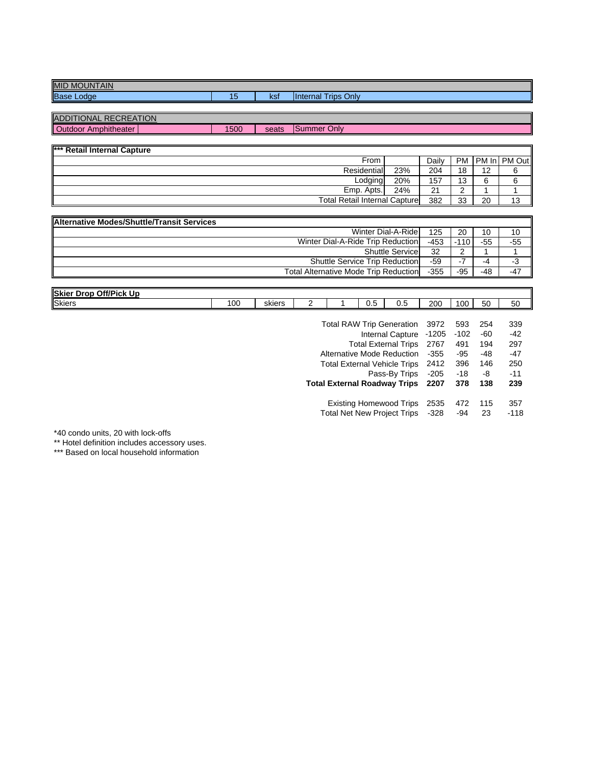| MID MOUNTAIN | | | |
|---|---|---|---|
| Base Lodge | 15 | ksf | Internal Trips Only |

| ADDITIONAL RECREATION | | | |
|---|---|---|---|
| Outdoor Amphitheater | 1500 | seats | Summer Only |

| *** Retail Internal Capture | | | | | |
|---|---|---|---|---|---|
| From | | Daily | PM | PM In | PM Out |
| Residential | 23% | 204 | 18 | 12 | 6 |
| Lodging | 20% | 157 | 13 | 6 | 6 |
| Emp. Apts. | 24% | 21 | 2 | 1 | 1 |
| Total Retail Internal Capture | | 382 | 33 | 20 | 13 |

| Alternative Modes/Shuttle/Transit Services | | | | |
|---|---|---|---|---|
| Winter Dial-A-Ride | 125 | 20 | 10 | 10 |
| Winter Dial-A-Ride Trip Reduction | -453 | -110 | -55 | -55 |
| Shuttle Service | 32 | 2 | 1 | 1 |
| Shuttle Service Trip Reduction | -59 | -7 | -4 | -3 |
| Total Alternative Mode Trip Reduction | -355 | -95 | -48 | -47 |

| Skier Drop Off/Pick Up | | | | | | | | | | |
|---|---|---|---|---|---|---|---|---|---|---|
| Skiers | 100 | skiers | 2 | 1 | 0.5 | 0.5 | 200 | 100 | 50 | 50 |

| | | | | |
|---|---|---|---|---|
| Total RAW Trip Generation | 3972 | 593 | 254 | 339 |
| Internal Capture | -1205 | -102 | -60 | -42 |
| Total External Trips | 2767 | 491 | 194 | 297 |
| Alternative Mode Reduction | -355 | -95 | -48 | -47 |
| Total External Vehicle Trips | 2412 | 396 | 146 | 250 |
| Pass-By Trips | -205 | -18 | -8 | -11 |
| **Total External Roadway Trips** | **2207** | **378** | **138** | **239** |
| Existing Homewood Trips | 2535 | 472 | 115 | 357 |
| Total Net New Project Trips | -328 | -94 | 23 | -118 |

*40 condo units, 20 with lock-offs

** Hotel definition includes accessory uses.

*** Based on local household information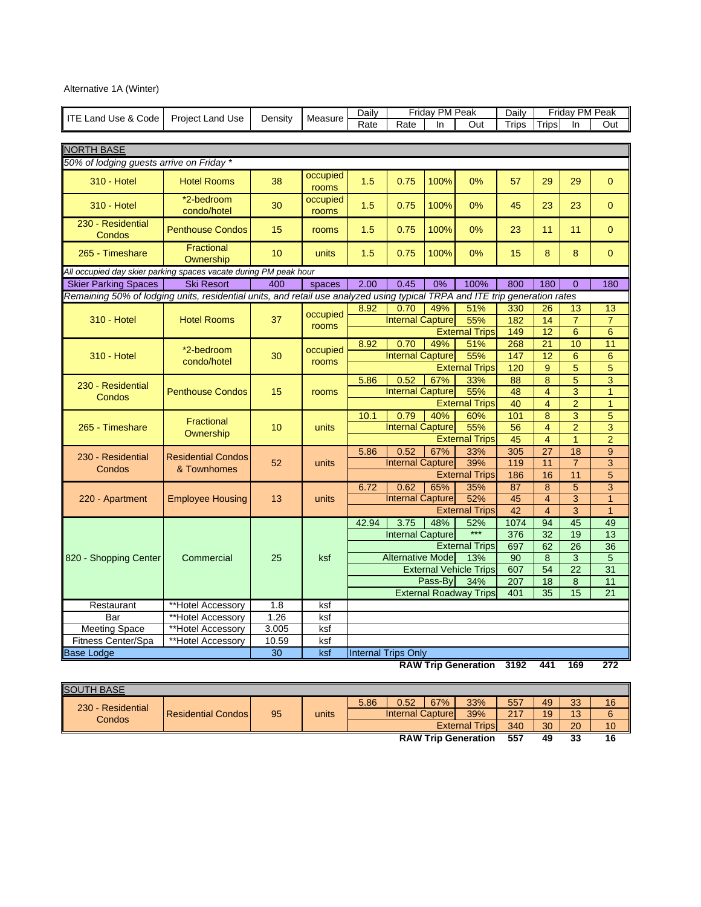Alternative 1A (Winter)

| ITE Land Use & Code | Project Land Use | Density | Measure | Daily Rate | Friday PM Peak Rate | Friday PM Peak In | Friday PM Peak Out | Daily Trips | Friday PM Peak Trips | Friday PM Peak In | Friday PM Peak Out |
|---|---|---|---|---|---|---|---|---|---|---|---|
| **NORTH BASE** | | | | | | | | | | | |
| *50% of lodging guests arrive on Friday ** | | | | | | | | | | | |
| 310 - Hotel | Hotel Rooms | 38 | occupied rooms | 1.5 | 0.75 | 100% | 0% | 57 | 29 | 29 | 0 |
| 310 - Hotel | *2-bedroom condo/hotel | 30 | occupied rooms | 1.5 | 0.75 | 100% | 0% | 45 | 23 | 23 | 0 |
| 230 - Residential Condos | Penthouse Condos | 15 | rooms | 1.5 | 0.75 | 100% | 0% | 23 | 11 | 11 | 0 |
| 265 - Timeshare | Fractional Ownership | 10 | units | 1.5 | 0.75 | 100% | 0% | 15 | 8 | 8 | 0 |
| *All occupied day skier parking spaces vacate during PM peak hour* | | | | | | | | | | | |
| Skier Parking Spaces | Ski Resort | 400 | spaces | 2.00 | 0.45 | 0% | 100% | 800 | 180 | 0 | 180 |
| *Remaining 50% of lodging units, residential units, and retail use analyzed using typical TRPA and ITE trip generation rates* | | | | | | | | | | | |
| 310 - Hotel | Hotel Rooms | 37 | occupied rooms | 8.92 | 0.70 | 49% | 51% | 330 | 26 | 13 | 13 |
| | | | | | Internal Capture | | 55% | 182 | 14 | 7 | 7 |
| | | | | | | External Trips | | 149 | 12 | 6 | 6 |
| 310 - Hotel | *2-bedroom condo/hotel | 30 | occupied rooms | 8.92 | 0.70 | 49% | 51% | 268 | 21 | 10 | 11 |
| | | | | | Internal Capture | | 55% | 147 | 12 | 6 | 6 |
| | | | | | | External Trips | | 120 | 9 | 5 | 5 |
| 230 - Residential Condos | Penthouse Condos | 15 | rooms | 5.86 | 0.52 | 67% | 33% | 88 | 8 | 5 | 3 |
| | | | | | Internal Capture | | 55% | 48 | 4 | 3 | 1 |
| | | | | | | External Trips | | 40 | 4 | 2 | 1 |
| 265 - Timeshare | Fractional Ownership | 10 | units | 10.1 | 0.79 | 40% | 60% | 101 | 8 | 3 | 5 |
| | | | | | Internal Capture | | 55% | 56 | 4 | 2 | 3 |
| | | | | | | External Trips | | 45 | 4 | 1 | 2 |
| 230 - Residential Condos | Residential Condos & Townhomes | 52 | units | 5.86 | 0.52 | 67% | 33% | 305 | 27 | 18 | 9 |
| | | | | | Internal Capture | | 39% | 119 | 11 | 7 | 3 |
| | | | | | | External Trips | | 186 | 16 | 11 | 5 |
| 220 - Apartment | Employee Housing | 13 | units | 6.72 | 0.62 | 65% | 35% | 87 | 8 | 5 | 3 |
| | | | | | Internal Capture | | 52% | 45 | 4 | 3 | 1 |
| | | | | | | External Trips | | 42 | 4 | 3 | 1 |
| 820 - Shopping Center | Commercial | 25 | ksf | 42.94 | 3.75 | 48% | 52% | 1074 | 94 | 45 | 49 |
| | | | | | Internal Capture | | *** | 376 | 32 | 19 | 13 |
| | | | | | | External Trips | | 697 | 62 | 26 | 36 |
| | | | | | Alternative Mode | | 13% | 90 | 8 | 3 | 5 |
| | | | | | | External Vehicle Trips | | 607 | 54 | 22 | 31 |
| | | | | | | Pass-By | 34% | 207 | 18 | 8 | 11 |
| | | | | | | External Roadway Trips | | 401 | 35 | 15 | 21 |
| Restaurant | **Hotel Accessory | 1.8 | ksf | | | | | | | | |
| Bar | **Hotel Accessory | 1.26 | ksf | | | | | | | | |
| Meeting Space | **Hotel Accessory | 3.005 | ksf | | | | | | | | |
| Fitness Center/Spa | **Hotel Accessory | 10.59 | ksf | | | | | | | | |
| Base Lodge | | 30 | ksf | Internal Trips Only | | | | | | | |
| | | | | | | **RAW Trip Generation** | | **3192** | **441** | **169** | **272** |

| ITE Land Use & Code | Project Land Use | Density | Measure | Daily Rate | Friday PM Peak Rate | Friday PM Peak In | Friday PM Peak Out | Daily Trips | Friday PM Peak Trips | Friday PM Peak In | Friday PM Peak Out |
|---|---|---|---|---|---|---|---|---|---|---|---|
| **SOUTH BASE** | | | | | | | | | | | |
| 230 - Residential Condos | Residential Condos | 95 | units | 5.86 | 0.52 | 67% | 33% | 557 | 49 | 33 | 16 |
| | | | | | Internal Capture | | 39% | 217 | 19 | 13 | 6 |
| | | | | | | External Trips | | 340 | 30 | 20 | 10 |
| | | | | | | **RAW Trip Generation** | | **557** | **49** | **33** | **16** |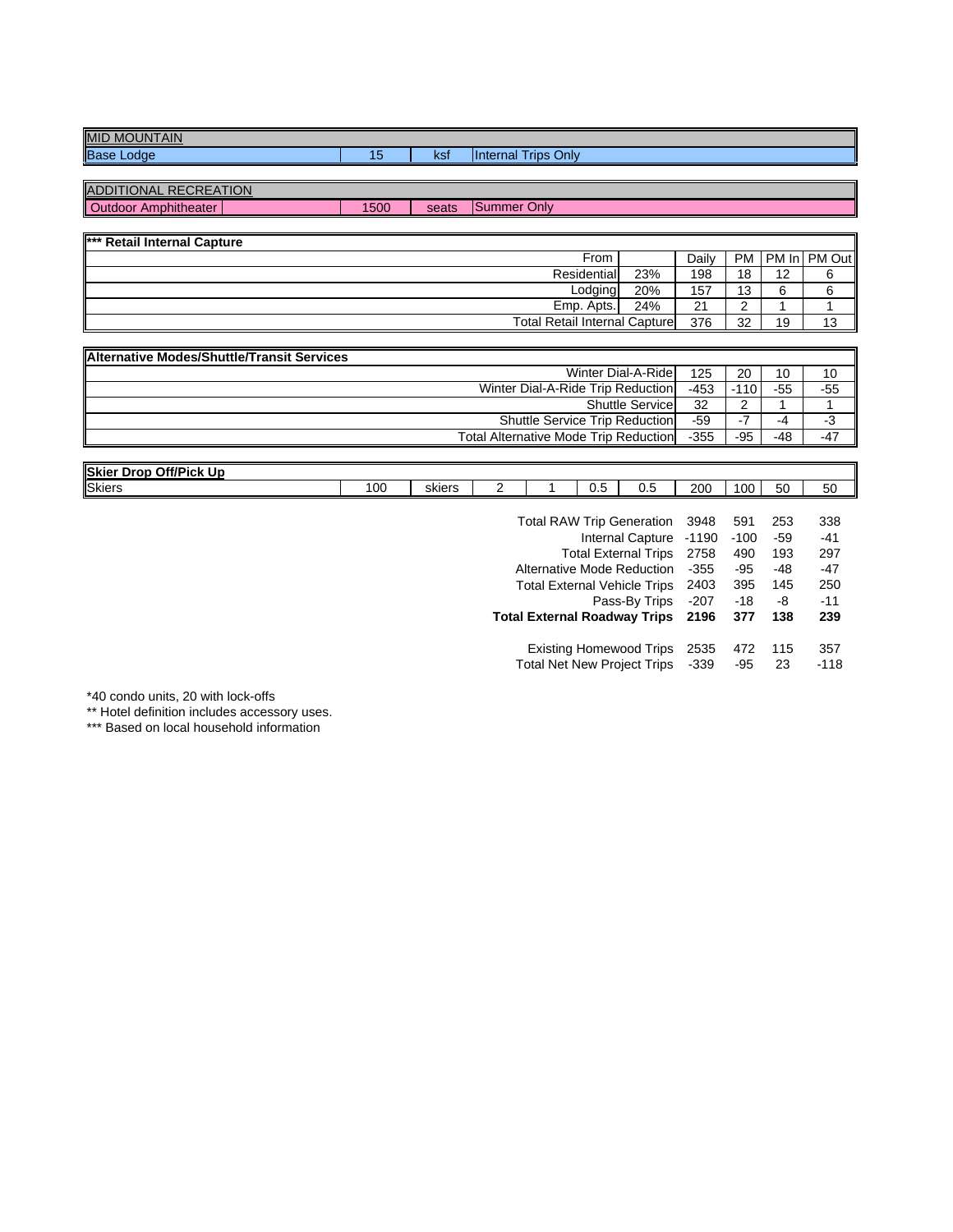| MID MOUNTAIN | | | |
|---|---|---|---|
| Base Lodge | 15 | ksf | Internal Trips Only |

| ADDITIONAL RECREATION | | | |
|---|---|---|---|
| Outdoor Amphitheater | 1500 | seats | Summer Only |

| *** Retail Internal Capture | | | | | |
|---|---|---|---|---|---|
| From | | Daily | PM | PM In | PM Out |
| Residential | 23% | 198 | 18 | 12 | 6 |
| Lodging | 20% | 157 | 13 | 6 | 6 |
| Emp. Apts. | 24% | 21 | 2 | 1 | 1 |
| Total Retail Internal Capture | | 376 | 32 | 19 | 13 |

| Alternative Modes/Shuttle/Transit Services | | | | |
|---|---|---|---|---|
| Winter Dial-A-Ride | 125 | 20 | 10 | 10 |
| Winter Dial-A-Ride Trip Reduction | -453 | -110 | -55 | -55 |
| Shuttle Service | 32 | 2 | 1 | 1 |
| Shuttle Service Trip Reduction | -59 | -7 | -4 | -3 |
| Total Alternative Mode Trip Reduction | -355 | -95 | -48 | -47 |

| Skier Drop Off/Pick Up | | | | | | | | | | |
|---|---|---|---|---|---|---|---|---|---|---|
| Skiers | 100 | skiers | 2 | 1 | 0.5 | 0.5 | 200 | 100 | 50 | 50 |

| | | | | |
|---|---|---|---|---|
| Total RAW Trip Generation | 3948 | 591 | 253 | 338 |
| Internal Capture | -1190 | -100 | -59 | -41 |
| Total External Trips | 2758 | 490 | 193 | 297 |
| Alternative Mode Reduction | -355 | -95 | -48 | -47 |
| Total External Vehicle Trips | 2403 | 395 | 145 | 250 |
| Pass-By Trips | -207 | -18 | -8 | -11 |
| **Total External Roadway Trips** | **2196** | **377** | **138** | **239** |
| | | | | |
| Existing Homewood Trips | 2535 | 472 | 115 | 357 |
| Total Net New Project Trips | -339 | -95 | 23 | -118 |

*40 condo units, 20 with lock-offs

** Hotel definition includes accessory uses.

*** Based on local household information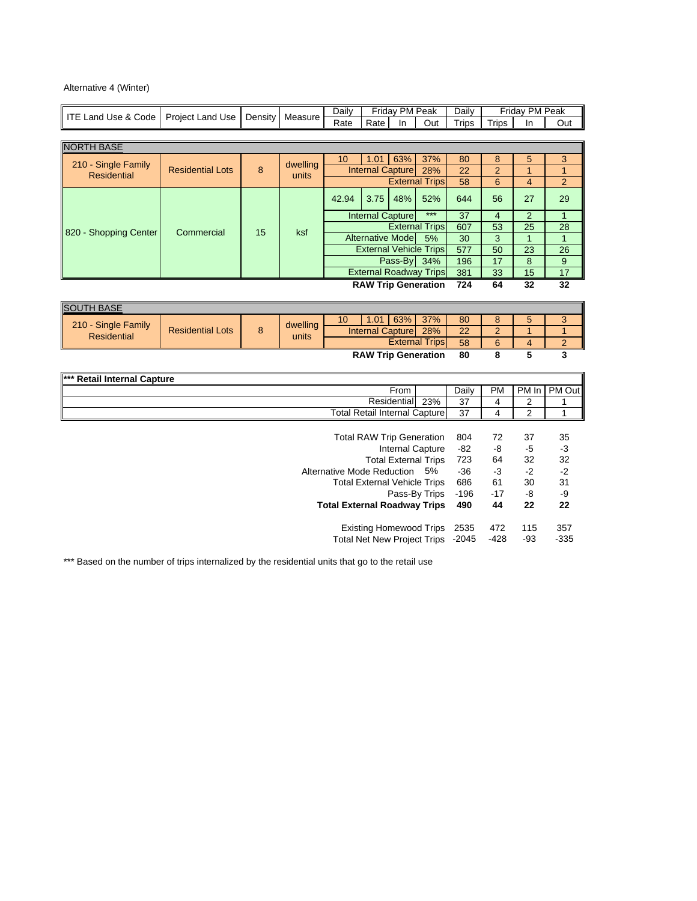Alternative 4 (Winter)

| ITE Land Use & Code | Project Land Use | Density | Measure | Daily Rate | Friday PM Peak Rate | Friday PM Peak In | Friday PM Peak Out | Daily Trips | Friday PM Peak Trips | Friday PM Peak In | Friday PM Peak Out |
|---|---|---|---|---|---|---|---|---|---|---|---|
| **NORTH BASE** | | | | | | | | | | | |
| 210 - Single Family Residential | Residential Lots | 8 | dwelling units | 10 | 1.01 | 63% | 37% | 80 | 8 | 5 | 3 |
| | | | | Internal Capture | | | 28% | 22 | 2 | 1 | 1 |
| | | | | External Trips | | | | 58 | 6 | 4 | 2 |
| 820 - Shopping Center | Commercial | 15 | ksf | 42.94 | 3.75 | 48% | 52% | 644 | 56 | 27 | 29 |
| | | | | Internal Capture | | | *** | 37 | 4 | 2 | 1 |
| | | | | External Trips | | | | 607 | 53 | 25 | 28 |
| | | | | Alternative Mode | | | 5% | 30 | 3 | 1 | 1 |
| | | | | External Vehicle Trips | | | | 577 | 50 | 23 | 26 |
| | | | | Pass-By | | | 34% | 196 | 17 | 8 | 9 |
| | | | | External Roadway Trips | | | | 381 | 33 | 15 | 17 |
| | | | | **RAW Trip Generation** | | | | **724** | **64** | **32** | **32** |
| **SOUTH BASE** | | | | | | | | | | | |
| 210 - Single Family Residential | Residential Lots | 8 | dwelling units | 10 | 1.01 | 63% | 37% | 80 | 8 | 5 | 3 |
| | | | | Internal Capture | | | 28% | 22 | 2 | 1 | 1 |
| | | | | External Trips | | | | 58 | 6 | 4 | 2 |
| | | | | **RAW Trip Generation** | | | | **80** | **8** | **5** | **3** |

| *** Retail Internal Capture | | | | | |
|---|---|---|---|---|---|
| From | | Daily | PM | PM In | PM Out |
| Residential | 23% | 37 | 4 | 2 | 1 |
| Total Retail Internal Capture | | 37 | 4 | 2 | 1 |

| | | Daily | PM | In | Out |
|---|---|---|---|---|---|
| Total RAW Trip Generation | | 804 | 72 | 37 | 35 |
| Internal Capture | | -82 | -8 | -5 | -3 |
| Total External Trips | | 723 | 64 | 32 | 32 |
| Alternative Mode Reduction | 5% | -36 | -3 | -2 | -2 |
| Total External Vehicle Trips | | 686 | 61 | 30 | 31 |
| Pass-By Trips | | -196 | -17 | -8 | -9 |
| **Total External Roadway Trips** | | **490** | **44** | **22** | **22** |
| Existing Homewood Trips | | 2535 | 472 | 115 | 357 |
| Total Net New Project Trips | | -2045 | -428 | -93 | -335 |

*** Based on the number of trips internalized by the residential units that go to the retail use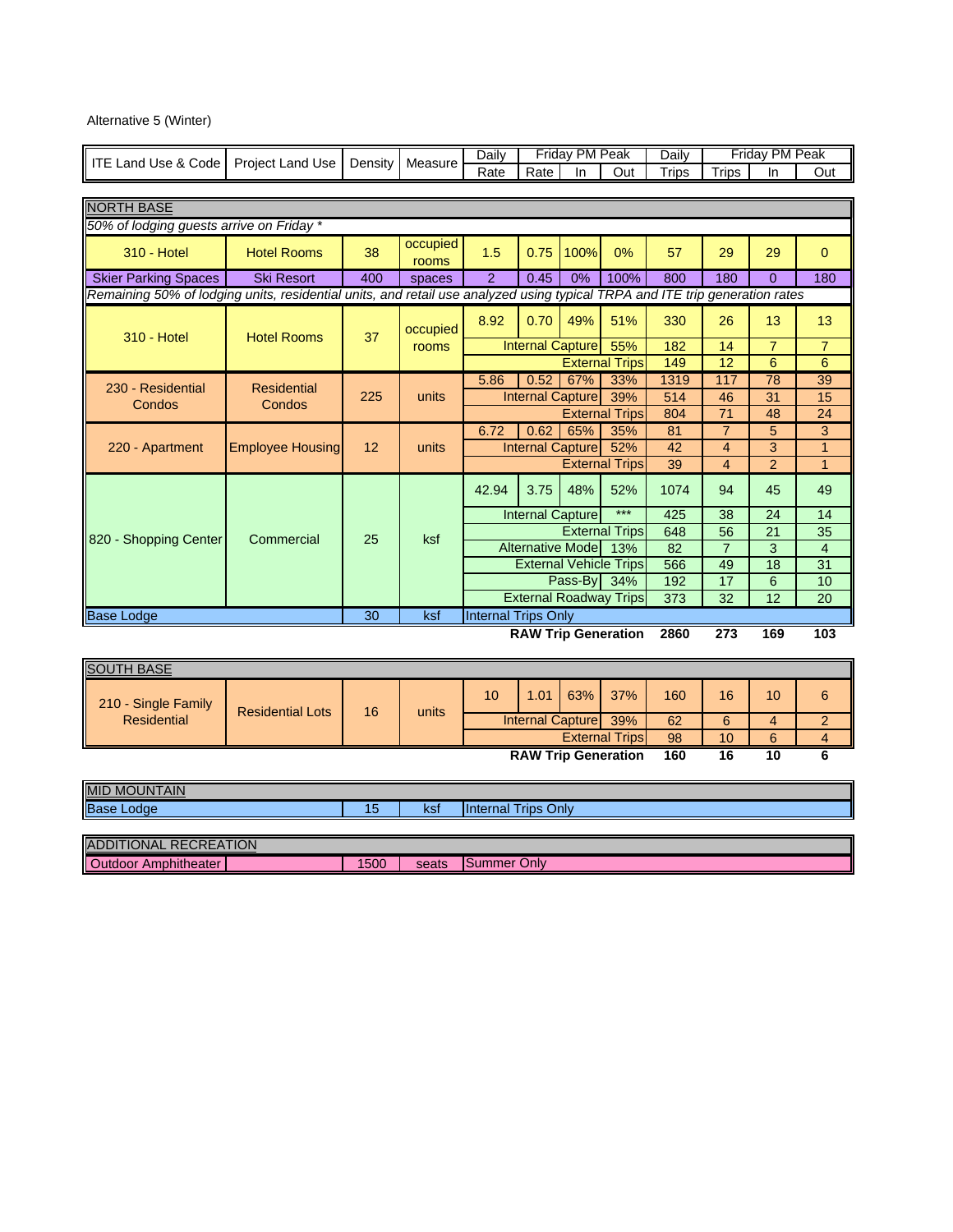Alternative 5 (Winter)

| ITE Land Use & Code | Project Land Use | Density | Measure | Daily Rate | Friday PM Peak Rate | Friday PM Peak In | Friday PM Peak Out | Daily Trips | Friday PM Peak Trips | Friday PM Peak In | Friday PM Peak Out |
|---|---|---|---|---|---|---|---|---|---|---|---|
| **NORTH BASE** | | | | | | | | | | | |
| *50% of lodging guests arrive on Friday ** | | | | | | | | | | | |
| 310 - Hotel | Hotel Rooms | 38 | occupied rooms | 1.5 | 0.75 | 100% | 0% | 57 | 29 | 29 | 0 |
| Skier Parking Spaces | Ski Resort | 400 | spaces | 2 | 0.45 | 0% | 100% | 800 | 180 | 0 | 180 |
| *Remaining 50% of lodging units, residential units, and retail use analyzed using typical TRPA and ITE trip generation rates* | | | | | | | | | | | |
| 310 - Hotel | Hotel Rooms | 37 | occupied rooms | 8.92 | 0.70 | 49% | 51% | 330 | 26 | 13 | 13 |
| | | | | Internal Capture | | | 55% | 182 | 14 | 7 | 7 |
| | | | | External Trips | | | | 149 | 12 | 6 | 6 |
| 230 - Residential Condos | Residential Condos | 225 | units | 5.86 | 0.52 | 67% | 33% | 1319 | 117 | 78 | 39 |
| | | | | Internal Capture | | | 39% | 514 | 46 | 31 | 15 |
| | | | | External Trips | | | | 804 | 71 | 48 | 24 |
| 220 - Apartment | Employee Housing | 12 | units | 6.72 | 0.62 | 65% | 35% | 81 | 7 | 5 | 3 |
| | | | | Internal Capture | | | 52% | 42 | 4 | 3 | 1 |
| | | | | External Trips | | | | 39 | 4 | 2 | 1 |
| 820 - Shopping Center | Commercial | 25 | ksf | 42.94 | 3.75 | 48% | 52% | 1074 | 94 | 45 | 49 |
| | | | | Internal Capture | | | *** | 425 | 38 | 24 | 14 |
| | | | | External Trips | | | | 648 | 56 | 21 | 35 |
| | | | | Alternative Mode | | | 13% | 82 | 7 | 3 | 4 |
| | | | | External Vehicle Trips | | | | 566 | 49 | 18 | 31 |
| | | | | Pass-By | | | 34% | 192 | 17 | 6 | 10 |
| | | | | External Roadway Trips | | | | 373 | 32 | 12 | 20 |
| Base Lodge | | 30 | ksf | Internal Trips Only | | | | | | | |
| | | | | **RAW Trip Generation** | | | | **2860** | **273** | **169** | **103** |

| ITE Land Use & Code | Project Land Use | Density | Measure | Daily Rate | Friday PM Peak Rate | Friday PM Peak In | Friday PM Peak Out | Daily Trips | Friday PM Peak Trips | Friday PM Peak In | Friday PM Peak Out |
|---|---|---|---|---|---|---|---|---|---|---|---|
| **SOUTH BASE** | | | | | | | | | | | |
| 210 - Single Family Residential | Residential Lots | 16 | units | 10 | 1.01 | 63% | 37% | 160 | 16 | 10 | 6 |
| | | | | Internal Capture | | | 39% | 62 | 6 | 4 | 2 |
| | | | | External Trips | | | | 98 | 10 | 6 | 4 |
| | | | | **RAW Trip Generation** | | | | **160** | **16** | **10** | **6** |

| MID MOUNTAIN | | | | |
|---|---|---|---|---|
| Base Lodge | | 15 | ksf | Internal Trips Only |

| ADDITIONAL RECREATION | | | | |
|---|---|---|---|---|
| Outdoor Amphitheater | | 1500 | seats | Summer Only |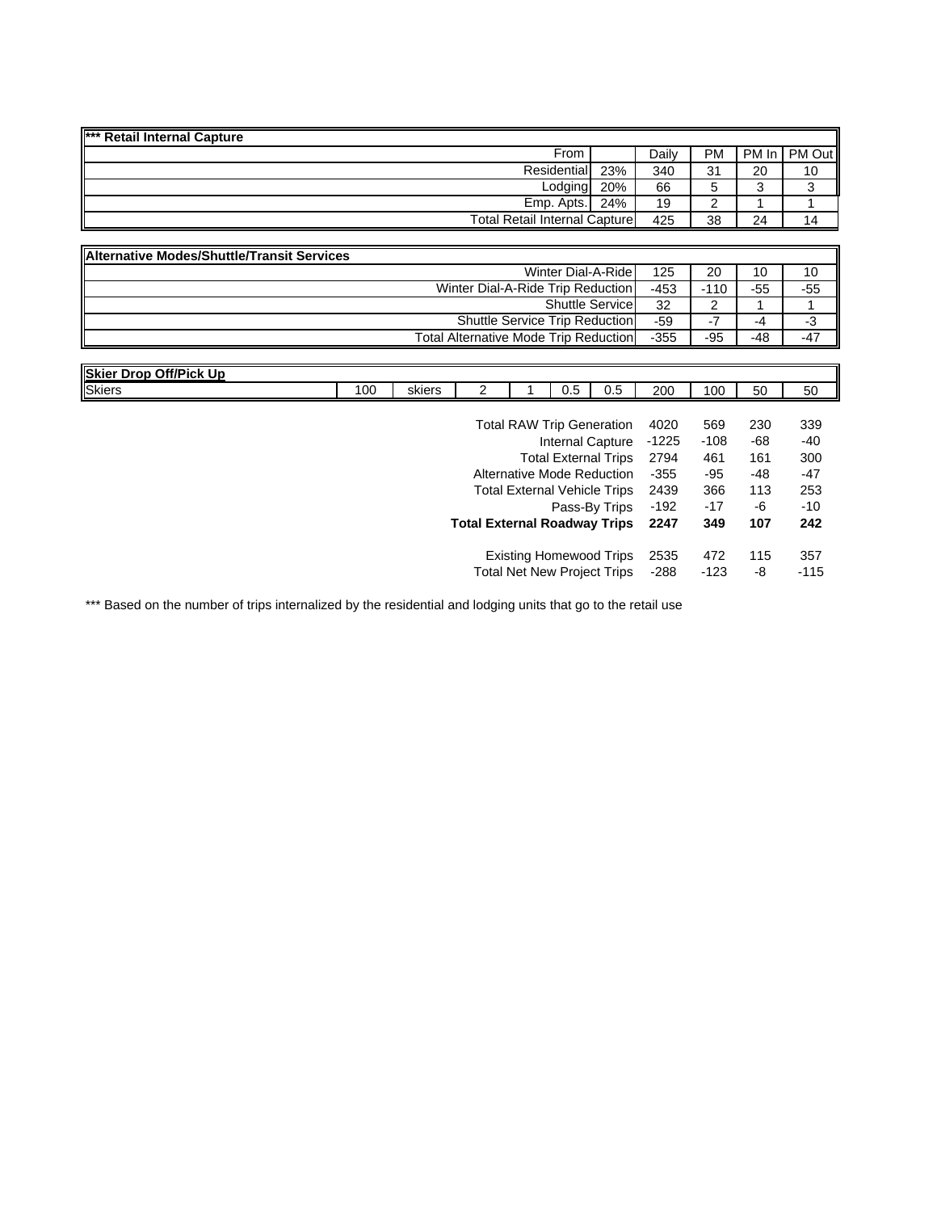| *** Retail Internal Capture | | | | | |
|---|---|---|---|---|---|
| From | | Daily | PM | PM In | PM Out |
| Residential | 23% | 340 | 31 | 20 | 10 |
| Lodging | 20% | 66 | 5 | 3 | 3 |
| Emp. Apts. | 24% | 19 | 2 | 1 | 1 |
| Total Retail Internal Capture | | 425 | 38 | 24 | 14 |

| Alternative Modes/Shuttle/Transit Services | | | | |
|---|---|---|---|---|
| Winter Dial-A-Ride | 125 | 20 | 10 | 10 |
| Winter Dial-A-Ride Trip Reduction | -453 | -110 | -55 | -55 |
| Shuttle Service | 32 | 2 | 1 | 1 |
| Shuttle Service Trip Reduction | -59 | -7 | -4 | -3 |
| Total Alternative Mode Trip Reduction | -355 | -95 | -48 | -47 |

| Skier Drop Off/Pick Up | | | | | | | | | | |
|---|---|---|---|---|---|---|---|---|---|---|
| Skiers | 100 | skiers | 2 | 1 | 0.5 | 0.5 | 200 | 100 | 50 | 50 |

| | | | | |
|---|---|---|---|---|
| Total RAW Trip Generation | 4020 | 569 | 230 | 339 |
| Internal Capture | -1225 | -108 | -68 | -40 |
| Total External Trips | 2794 | 461 | 161 | 300 |
| Alternative Mode Reduction | -355 | -95 | -48 | -47 |
| Total External Vehicle Trips | 2439 | 366 | 113 | 253 |
| Pass-By Trips | -192 | -17 | -6 | -10 |
| **Total External Roadway Trips** | **2247** | **349** | **107** | **242** |
| Existing Homewood Trips | 2535 | 472 | 115 | 357 |
| Total Net New Project Trips | -288 | -123 | -8 | -115 |

*** Based on the number of trips internalized by the residential and lodging units that go to the retail use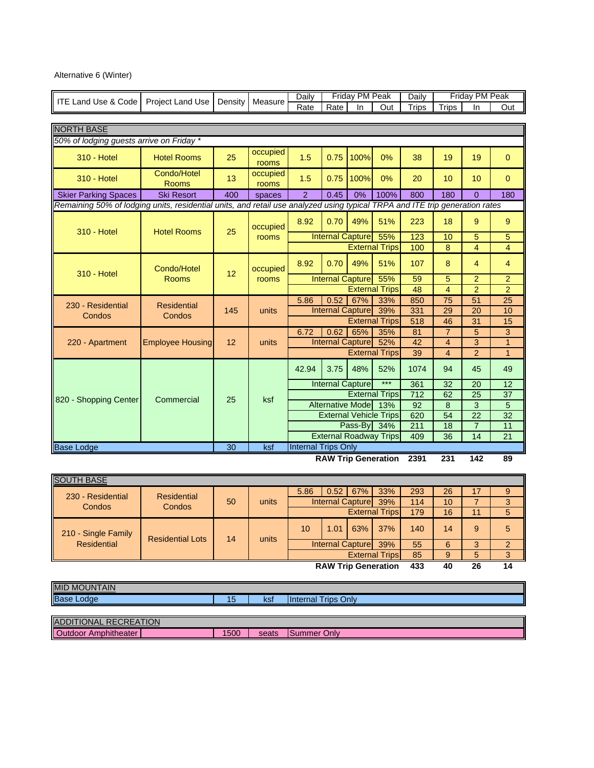Alternative 6 (Winter)

| ITE Land Use & Code | Project Land Use | Density | Measure | Daily Rate | Friday PM Peak Rate | Friday PM Peak In | Friday PM Peak Out | Daily Trips | Friday PM Peak Trips | Friday PM Peak In | Friday PM Peak Out |
|---|---|---|---|---|---|---|---|---|---|---|---|
| **NORTH BASE** | | | | | | | | | | | |
| *50% of lodging guests arrive on Friday ** | | | | | | | | | | | |
| 310 - Hotel | Hotel Rooms | 25 | occupied rooms | 1.5 | 0.75 | 100% | 0% | 38 | 19 | 19 | 0 |
| 310 - Hotel | Condo/Hotel Rooms | 13 | occupied rooms | 1.5 | 0.75 | 100% | 0% | 20 | 10 | 10 | 0 |
| Skier Parking Spaces | Ski Resort | 400 | spaces | 2 | 0.45 | 0% | 100% | 800 | 180 | 0 | 180 |
| *Remaining 50% of lodging units, residential units, and retail use analyzed using typical TRPA and ITE trip generation rates* | | | | | | | | | | | |
| 310 - Hotel | Hotel Rooms | 25 | occupied rooms | 8.92 | 0.70 | 49% | 51% | 223 | 18 | 9 | 9 |
| | | | | Internal Capture | | | 55% | 123 | 10 | 5 | 5 |
| | | | | External Trips | | | | 100 | 8 | 4 | 4 |
| 310 - Hotel | Condo/Hotel Rooms | 12 | occupied rooms | 8.92 | 0.70 | 49% | 51% | 107 | 8 | 4 | 4 |
| | | | | Internal Capture | | | 55% | 59 | 5 | 2 | 2 |
| | | | | External Trips | | | | 48 | 4 | 2 | 2 |
| 230 - Residential Condos | Residential Condos | 145 | units | 5.86 | 0.52 | 67% | 33% | 850 | 75 | 51 | 25 |
| | | | | Internal Capture | | | 39% | 331 | 29 | 20 | 10 |
| | | | | External Trips | | | | 518 | 46 | 31 | 15 |
| 220 - Apartment | Employee Housing | 12 | units | 6.72 | 0.62 | 65% | 35% | 81 | 7 | 5 | 3 |
| | | | | Internal Capture | | | 52% | 42 | 4 | 3 | 1 |
| | | | | External Trips | | | | 39 | 4 | 2 | 1 |
| 820 - Shopping Center | Commercial | 25 | ksf | 42.94 | 3.75 | 48% | 52% | 1074 | 94 | 45 | 49 |
| | | | | Internal Capture | | | *** | 361 | 32 | 20 | 12 |
| | | | | External Trips | | | | 712 | 62 | 25 | 37 |
| | | | | Alternative Mode | | | 13% | 92 | 8 | 3 | 5 |
| | | | | External Vehicle Trips | | | | 620 | 54 | 22 | 32 |
| | | | | Pass-By | | | 34% | 211 | 18 | 7 | 11 |
| | | | | External Roadway Trips | | | | 409 | 36 | 14 | 21 |
| Base Lodge | | 30 | ksf | Internal Trips Only | | | | | | | |
| | | | | **RAW Trip Generation** | | | | **2391** | **231** | **142** | **89** |
| **SOUTH BASE** | | | | | | | | | | | |
| 230 - Residential Condos | Residential Condos | 50 | units | 5.86 | 0.52 | 67% | 33% | 293 | 26 | 17 | 9 |
| | | | | Internal Capture | | | 39% | 114 | 10 | 7 | 3 |
| | | | | External Trips | | | | 179 | 16 | 11 | 5 |
| 210 - Single Family Residential | Residential Lots | 14 | units | 10 | 1.01 | 63% | 37% | 140 | 14 | 9 | 5 |
| | | | | Internal Capture | | | 39% | 55 | 6 | 3 | 2 |
| | | | | External Trips | | | | 85 | 9 | 5 | 3 |
| | | | | **RAW Trip Generation** | | | | **433** | **40** | **26** | **14** |
| **MID MOUNTAIN** | | | | | | | | | | | |
| Base Lodge | | 15 | ksf | Internal Trips Only | | | | | | | |
| **ADDITIONAL RECREATION** | | | | | | | | | | | |
| Outdoor Amphitheater | | 1500 | seats | Summer Only | | | | | | | |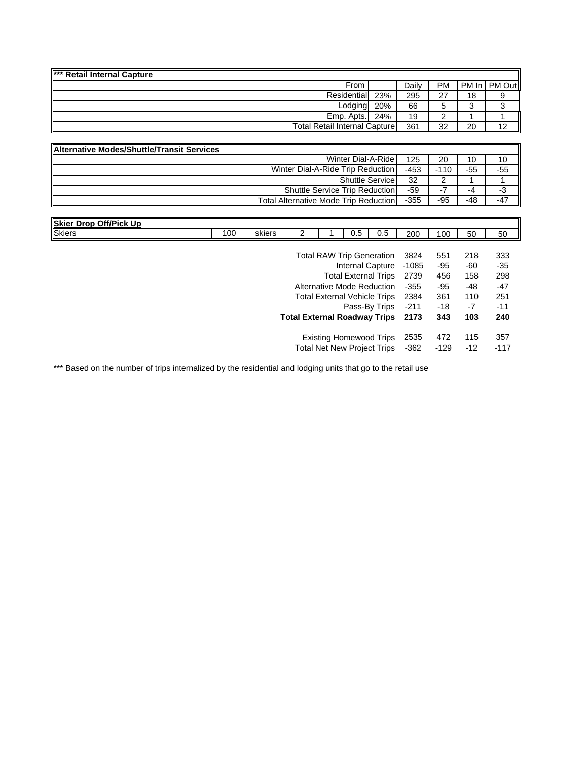| *** Retail Internal Capture | | Daily | PM | PM In | PM Out |
|---|---|---|---|---|---|
| From | | | | | |
| Residential | 23% | 295 | 27 | 18 | 9 |
| Lodging | 20% | 66 | 5 | 3 | 3 |
| Emp. Apts. | 24% | 19 | 2 | 1 | 1 |
| Total Retail Internal Capture | | 361 | 32 | 20 | 12 |

| Alternative Modes/Shuttle/Transit Services | | | | |
|---|---|---|---|---|
| Winter Dial-A-Ride | 125 | 20 | 10 | 10 |
| Winter Dial-A-Ride Trip Reduction | -453 | -110 | -55 | -55 |
| Shuttle Service | 32 | 2 | 1 | 1 |
| Shuttle Service Trip Reduction | -59 | -7 | -4 | -3 |
| Total Alternative Mode Trip Reduction | -355 | -95 | -48 | -47 |

| Skier Drop Off/Pick Up | | | | | | | | | | |
|---|---|---|---|---|---|---|---|---|---|---|
| Skiers | 100 | skiers | 2 | 1 | 0.5 | 0.5 | 200 | 100 | 50 | 50 |

| | | | | |
|---|---|---|---|---|
| Total RAW Trip Generation | 3824 | 551 | 218 | 333 |
| Internal Capture | -1085 | -95 | -60 | -35 |
| Total External Trips | 2739 | 456 | 158 | 298 |
| Alternative Mode Reduction | -355 | -95 | -48 | -47 |
| Total External Vehicle Trips | 2384 | 361 | 110 | 251 |
| Pass-By Trips | -211 | -18 | -7 | -11 |
| **Total External Roadway Trips** | **2173** | **343** | **103** | **240** |
| | | | | |
| Existing Homewood Trips | 2535 | 472 | 115 | 357 |
| Total Net New Project Trips | -362 | -129 | -12 | -117 |

*** Based on the number of trips internalized by the residential and lodging units that go to the retail use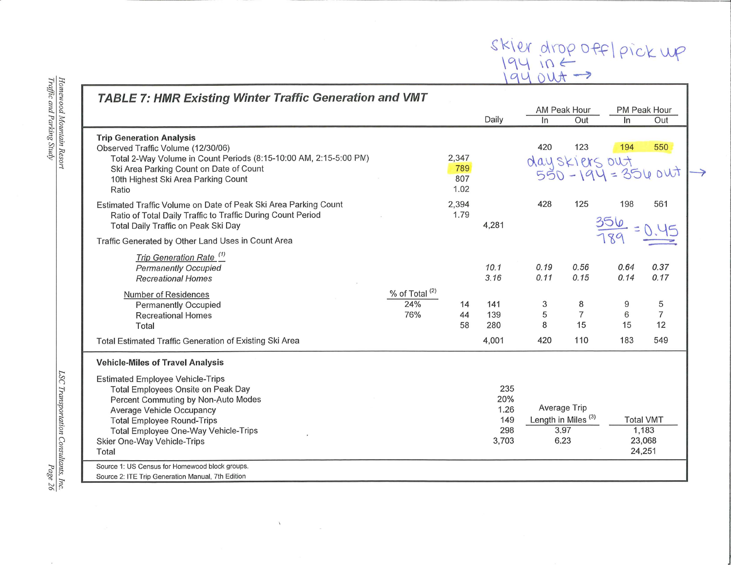skier drop off/pick up
194 in ←
194 out →

## TABLE 7: HMR Existing Winter Traffic Generation and VMT

| | | | Daily | AM Peak Hour In | AM Peak Hour Out | PM Peak Hour In | PM Peak Hour Out |
|---|---|---|---|---|---|---|---|
| **Trip Generation Analysis** | | | | | | | |
| Observed Traffic Volume (12/30/06) | | | | 420 | 123 | 194 | 550 |
| Total 2-Way Volume in Count Periods (8:15-10:00 AM, 2:15-5:00 PM) | | 2,347 | | | | | |
| Ski Area Parking Count on Date of Count | | 789 | | | | | |
| 10th Highest Ski Area Parking Count | | 807 | | | | | |
| Ratio | | 1.02 | | | | | |
| Estimated Traffic Volume on Date of Peak Ski Area Parking Count | | 2,394 | | 428 | 125 | 198 | 561 |
| Ratio of Total Daily Traffic to Traffic During Count Period | | 1.79 | | | | | |
| Total Daily Traffic on Peak Ski Day | | | 4,281 | | | | |
| Traffic Generated by Other Land Uses in Count Area | | | | | | | |
| *Trip Generation Rate* [(1)] | | | | | | | |
| *Permanently Occupied* | | | *10.1* | *0.19* | *0.56* | *0.64* | *0.37* |
| *Recreational Homes* | | | *3.16* | *0.11* | *0.15* | *0.14* | *0.17* |
| Number of Residences | % of Total [(2)] | | | | | | |
| Permanently Occupied | 24% | 14 | 141 | 3 | 8 | 9 | 5 |
| Recreational Homes | 76% | 44 | 139 | 5 | 7 | 6 | 7 |
| Total | | 58 | 280 | 8 | 15 | 15 | 12 |
| Total Estimated Traffic Generation of Existing Ski Area | | | 4,001 | 420 | 110 | 183 | 549 |

day skiers out
550 − 194 = 356 out →

$\frac{356}{789} = 0.45$

| **Vehicle-Miles of Travel Analysis** | | Average Trip Length in Miles [(3)] | Total VMT |
|---|---|---|---|
| Estimated Employee Vehicle-Trips | | | |
| Total Employees Onsite on Peak Day | 235 | | |
| Percent Commuting by Non-Auto Modes | 20% | | |
| Average Vehicle Occupancy | 1.26 | | |
| Total Employee Round-Trips | 149 | | |
| Total Employee One-Way Vehicle-Trips | 298 | 3.97 | 1,183 |
| Skier One-Way Vehicle-Trips | 3,703 | 6.23 | 23,068 |
| Total | | | 24,251 |

Source 1: US Census for Homewood block groups.
Source 2: ITE Trip Generation Manual, 7th Edition